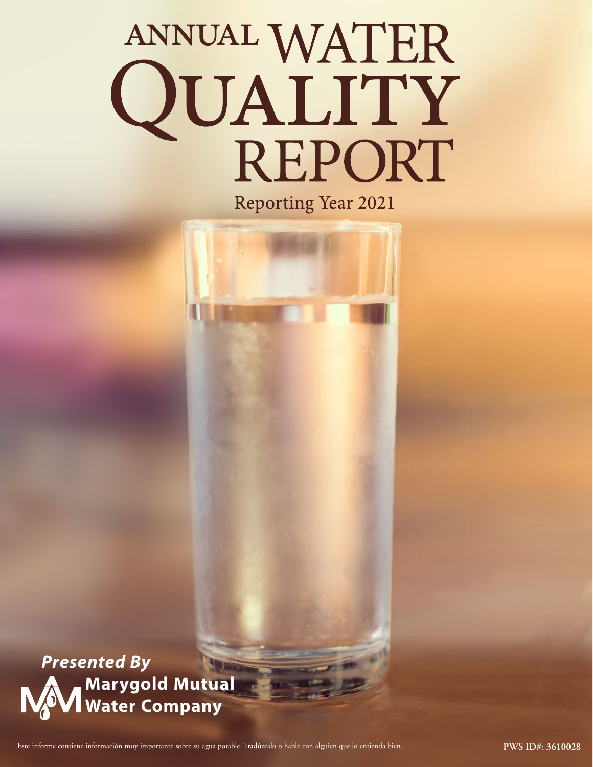# ANNUAL WATER QUALITY REPORT

Reporting Year 2021

***Presented By***

**Marygold Mutual Water Company**

Este informe contiene información muy importante sobre su agua potable. Tradúzcalo o hable con alguien que lo entienda bien.

**PWS ID#: 3610028**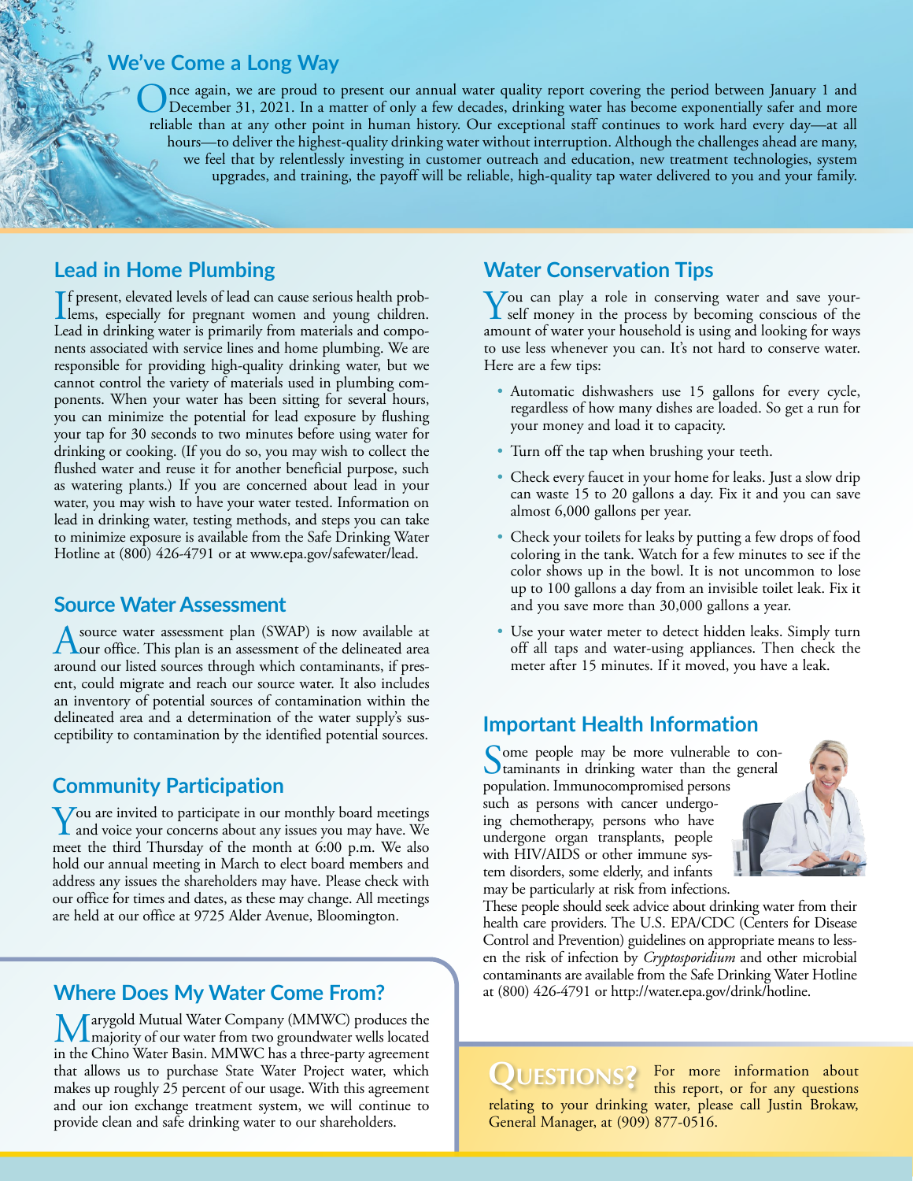## We've Come a Long Way

Once again, we are proud to present our annual water quality report covering the period between January 1 and December 31, 2021. In a matter of only a few decades, drinking water has become exponentially safer and more reliable than at any other point in human history. Our exceptional staff continues to work hard every day—at all hours—to deliver the highest-quality drinking water without interruption. Although the challenges ahead are many, we feel that by relentlessly investing in customer outreach and education, new treatment technologies, system upgrades, and training, the payoff will be reliable, high-quality tap water delivered to you and your family.

## Lead in Home Plumbing

If present, elevated levels of lead can cause serious health problems, especially for pregnant women and young children. Lead in drinking water is primarily from materials and components associated with service lines and home plumbing. We are responsible for providing high-quality drinking water, but we cannot control the variety of materials used in plumbing components. When your water has been sitting for several hours, you can minimize the potential for lead exposure by flushing your tap for 30 seconds to two minutes before using water for drinking or cooking. (If you do so, you may wish to collect the flushed water and reuse it for another beneficial purpose, such as watering plants.) If you are concerned about lead in your water, you may wish to have your water tested. Information on lead in drinking water, testing methods, and steps you can take to minimize exposure is available from the Safe Drinking Water Hotline at (800) 426-4791 or at www.epa.gov/safewater/lead.

## Source Water Assessment

A source water assessment plan (SWAP) is now available at our office. This plan is an assessment of the delineated area around our listed sources through which contaminants, if present, could migrate and reach our source water. It also includes an inventory of potential sources of contamination within the delineated area and a determination of the water supply's susceptibility to contamination by the identified potential sources.

## Community Participation

You are invited to participate in our monthly board meetings and voice your concerns about any issues you may have. We meet the third Thursday of the month at 6:00 p.m. We also hold our annual meeting in March to elect board members and address any issues the shareholders may have. Please check with our office for times and dates, as these may change. All meetings are held at our office at 9725 Alder Avenue, Bloomington.

## Where Does My Water Come From?

Marygold Mutual Water Company (MMWC) produces the majority of our water from two groundwater wells located in the Chino Water Basin. MMWC has a three-party agreement that allows us to purchase State Water Project water, which makes up roughly 25 percent of our usage. With this agreement and our ion exchange treatment system, we will continue to provide clean and safe drinking water to our shareholders.

## Water Conservation Tips

You can play a role in conserving water and save yourself money in the process by becoming conscious of the amount of water your household is using and looking for ways to use less whenever you can. It's not hard to conserve water. Here are a few tips:

- Automatic dishwashers use 15 gallons for every cycle, regardless of how many dishes are loaded. So get a run for your money and load it to capacity.
- Turn off the tap when brushing your teeth.
- Check every faucet in your home for leaks. Just a slow drip can waste 15 to 20 gallons a day. Fix it and you can save almost 6,000 gallons per year.
- Check your toilets for leaks by putting a few drops of food coloring in the tank. Watch for a few minutes to see if the color shows up in the bowl. It is not uncommon to lose up to 100 gallons a day from an invisible toilet leak. Fix it and you save more than 30,000 gallons a year.
- Use your water meter to detect hidden leaks. Simply turn off all taps and water-using appliances. Then check the meter after 15 minutes. If it moved, you have a leak.

## Important Health Information

Some people may be more vulnerable to contaminants in drinking water than the general population. Immunocompromised persons such as persons with cancer undergoing chemotherapy, persons who have undergone organ transplants, people with HIV/AIDS or other immune system disorders, some elderly, and infants may be particularly at risk from infections. These people should seek advice about drinking water from their health care providers. The U.S. EPA/CDC (Centers for Disease Control and Prevention) guidelines on appropriate means to lessen the risk of infection by *Cryptosporidium* and other microbial contaminants are available from the Safe Drinking Water Hotline at (800) 426-4791 or http://water.epa.gov/drink/hotline.

## Questions?

For more information about this report, or for any questions relating to your drinking water, please call Justin Brokaw, General Manager, at (909) 877-0516.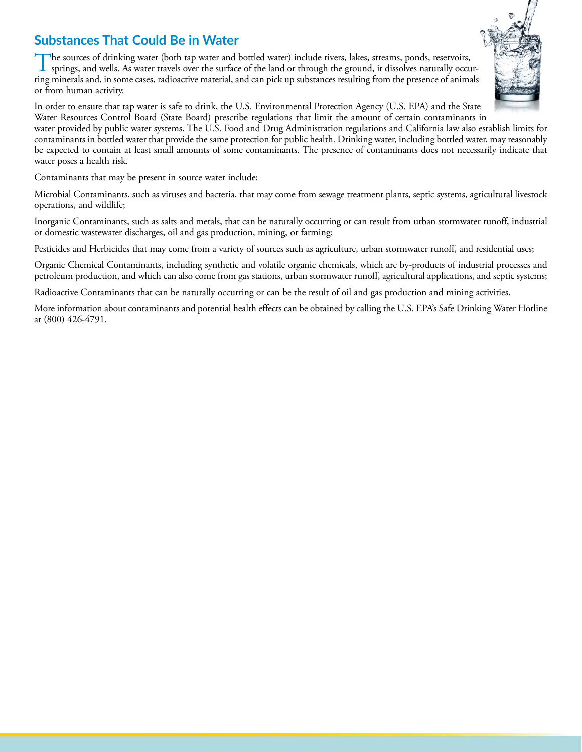## Substances That Could Be in Water

The sources of drinking water (both tap water and bottled water) include rivers, lakes, streams, ponds, reservoirs, springs, and wells. As water travels over the surface of the land or through the ground, it dissolves naturally occurring minerals and, in some cases, radioactive material, and can pick up substances resulting from the presence of animals or from human activity.

In order to ensure that tap water is safe to drink, the U.S. Environmental Protection Agency (U.S. EPA) and the State Water Resources Control Board (State Board) prescribe regulations that limit the amount of certain contaminants in water provided by public water systems. The U.S. Food and Drug Administration regulations and California law also establish limits for contaminants in bottled water that provide the same protection for public health. Drinking water, including bottled water, may reasonably be expected to contain at least small amounts of some contaminants. The presence of contaminants does not necessarily indicate that water poses a health risk.

Contaminants that may be present in source water include:

Microbial Contaminants, such as viruses and bacteria, that may come from sewage treatment plants, septic systems, agricultural livestock operations, and wildlife;

Inorganic Contaminants, such as salts and metals, that can be naturally occurring or can result from urban stormwater runoff, industrial or domestic wastewater discharges, oil and gas production, mining, or farming;

Pesticides and Herbicides that may come from a variety of sources such as agriculture, urban stormwater runoff, and residential uses;

Organic Chemical Contaminants, including synthetic and volatile organic chemicals, which are by-products of industrial processes and petroleum production, and which can also come from gas stations, urban stormwater runoff, agricultural applications, and septic systems;

Radioactive Contaminants that can be naturally occurring or can be the result of oil and gas production and mining activities.

More information about contaminants and potential health effects can be obtained by calling the U.S. EPA's Safe Drinking Water Hotline at (800) 426-4791.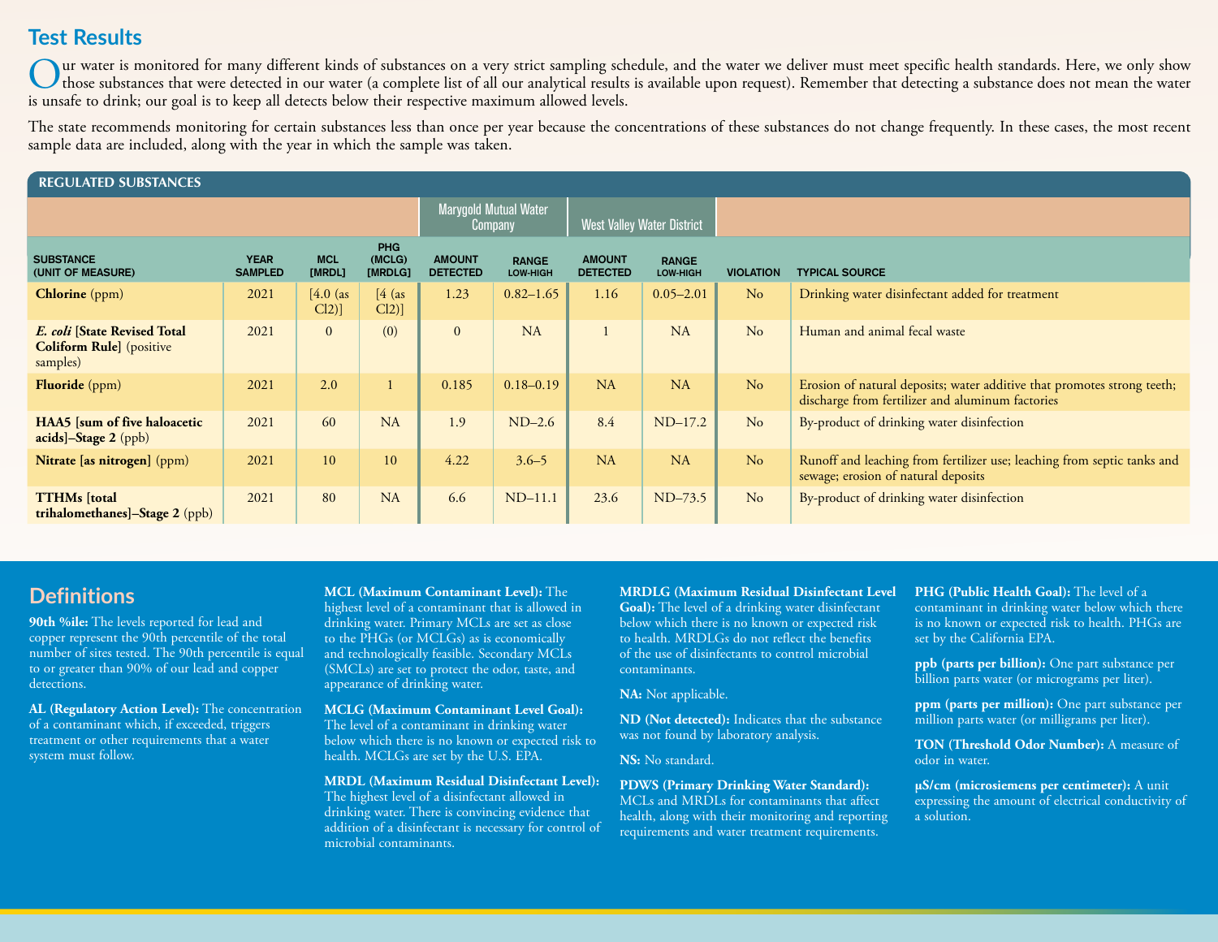## Test Results

Our water is monitored for many different kinds of substances on a very strict sampling schedule, and the water we deliver must meet specific health standards. Here, we only show those substances that were detected in our water (a complete list of all our analytical results is available upon request). Remember that detecting a substance does not mean the water is unsafe to drink; our goal is to keep all detects below their respective maximum allowed levels.

The state recommends monitoring for certain substances less than once per year because the concentrations of these substances do not change frequently. In these cases, the most recent sample data are included, along with the year in which the sample was taken.

### REGULATED SUBSTANCES

| | | | | Marygold Mutual Water Company | | West Valley Water District | | | |
|---|---|---|---|---|---|---|---|---|---|
| SUBSTANCE (UNIT OF MEASURE) | YEAR SAMPLED | MCL [MRDL] | PHG (MCLG) [MRDLG] | AMOUNT DETECTED | RANGE LOW-HIGH | AMOUNT DETECTED | RANGE LOW-HIGH | VIOLATION | TYPICAL SOURCE |
| **Chlorine** (ppm) | 2021 | [4.0 (as Cl2)] | [4 (as Cl2)] | 1.23 | 0.82–1.65 | 1.16 | 0.05–2.01 | No | Drinking water disinfectant added for treatment |
| ***E. coli*** **[State Revised Total Coliform Rule]** (positive samples) | 2021 | 0 | (0) | 0 | NA | 1 | NA | No | Human and animal fecal waste |
| **Fluoride** (ppm) | 2021 | 2.0 | 1 | 0.185 | 0.18–0.19 | NA | NA | No | Erosion of natural deposits; water additive that promotes strong teeth; discharge from fertilizer and aluminum factories |
| **HAA5 [sum of five haloacetic acids]–Stage 2** (ppb) | 2021 | 60 | NA | 1.9 | ND–2.6 | 8.4 | ND–17.2 | No | By-product of drinking water disinfection |
| **Nitrate [as nitrogen]** (ppm) | 2021 | 10 | 10 | 4.22 | 3.6–5 | NA | NA | No | Runoff and leaching from fertilizer use; leaching from septic tanks and sewage; erosion of natural deposits |
| **TTHMs [total trihalomethanes]–Stage 2** (ppb) | 2021 | 80 | NA | 6.6 | ND–11.1 | 23.6 | ND–73.5 | No | By-product of drinking water disinfection |

## Definitions

**90th %ile:** The levels reported for lead and copper represent the 90th percentile of the total number of sites tested. The 90th percentile is equal to or greater than 90% of our lead and copper detections.

**AL (Regulatory Action Level):** The concentration of a contaminant which, if exceeded, triggers treatment or other requirements that a water system must follow.

**MCL (Maximum Contaminant Level):** The highest level of a contaminant that is allowed in drinking water. Primary MCLs are set as close to the PHGs (or MCLGs) as is economically and technologically feasible. Secondary MCLs (SMCLs) are set to protect the odor, taste, and appearance of drinking water.

**MCLG (Maximum Contaminant Level Goal):** The level of a contaminant in drinking water below which there is no known or expected risk to health. MCLGs are set by the U.S. EPA.

**MRDL (Maximum Residual Disinfectant Level):** The highest level of a disinfectant allowed in drinking water. There is convincing evidence that addition of a disinfectant is necessary for control of microbial contaminants.

**MRDLG (Maximum Residual Disinfectant Level Goal):** The level of a drinking water disinfectant below which there is no known or expected risk to health. MRDLGs do not reflect the benefits of the use of disinfectants to control microbial contaminants.

**NA:** Not applicable.

**ND (Not detected):** Indicates that the substance was not found by laboratory analysis.

**NS:** No standard.

**PDWS (Primary Drinking Water Standard):** MCLs and MRDLs for contaminants that affect health, along with their monitoring and reporting requirements and water treatment requirements.

**PHG (Public Health Goal):** The level of a contaminant in drinking water below which there is no known or expected risk to health. PHGs are set by the California EPA.

**ppb (parts per billion):** One part substance per billion parts water (or micrograms per liter).

**ppm (parts per million):** One part substance per million parts water (or milligrams per liter).

**TON (Threshold Odor Number):** A measure of odor in water.

**µS/cm (microsiemens per centimeter):** A unit expressing the amount of electrical conductivity of a solution.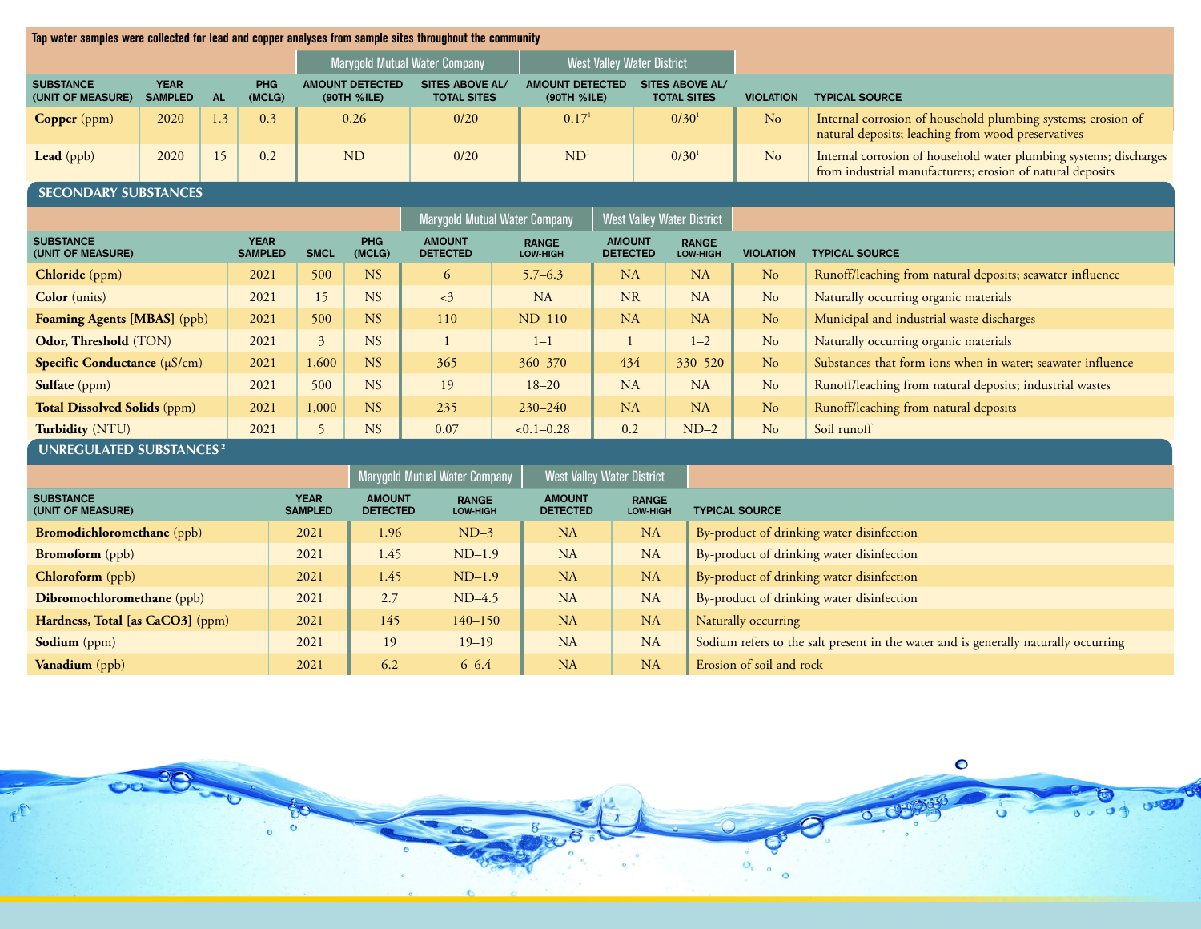**Tap water samples were collected for lead and copper analyses from sample sites throughout the community**

| | | | | Marygold Mutual Water Company | | West Valley Water District | | | |
|---|---|---|---|---|---|---|---|---|---|
| SUBSTANCE (UNIT OF MEASURE) | YEAR SAMPLED | AL | PHG (MCLG) | AMOUNT DETECTED (90TH %ILE) | SITES ABOVE AL/ TOTAL SITES | AMOUNT DETECTED (90TH %ILE) | SITES ABOVE AL/ TOTAL SITES | VIOLATION | TYPICAL SOURCE |
| **Copper** (ppm) | 2020 | 1.3 | 0.3 | 0.26 | 0/20 | 0.17[1] | 0/30[1] | No | Internal corrosion of household plumbing systems; erosion of natural deposits; leaching from wood preservatives |
| **Lead** (ppb) | 2020 | 15 | 0.2 | ND | 0/20 | ND[1] | 0/30[1] | No | Internal corrosion of household water plumbing systems; discharges from industrial manufacturers; erosion of natural deposits |

## SECONDARY SUBSTANCES

| | | | | Marygold Mutual Water Company | | West Valley Water District | | | |
|---|---|---|---|---|---|---|---|---|---|
| SUBSTANCE (UNIT OF MEASURE) | YEAR SAMPLED | SMCL | PHG (MCLG) | AMOUNT DETECTED | RANGE LOW-HIGH | AMOUNT DETECTED | RANGE LOW-HIGH | VIOLATION | TYPICAL SOURCE |
| **Chloride** (ppm) | 2021 | 500 | NS | 6 | 5.7–6.3 | NA | NA | No | Runoff/leaching from natural deposits; seawater influence |
| **Color** (units) | 2021 | 15 | NS | <3 | NA | NR | NA | No | Naturally occurring organic materials |
| **Foaming Agents [MBAS]** (ppb) | 2021 | 500 | NS | 110 | ND–110 | NA | NA | No | Municipal and industrial waste discharges |
| **Odor, Threshold** (TON) | 2021 | 3 | NS | 1 | 1–1 | 1 | 1–2 | No | Naturally occurring organic materials |
| **Specific Conductance** (μS/cm) | 2021 | 1,600 | NS | 365 | 360–370 | 434 | 330–520 | No | Substances that form ions when in water; seawater influence |
| **Sulfate** (ppm) | 2021 | 500 | NS | 19 | 18–20 | NA | NA | No | Runoff/leaching from natural deposits; industrial wastes |
| **Total Dissolved Solids** (ppm) | 2021 | 1,000 | NS | 235 | 230–240 | NA | NA | No | Runoff/leaching from natural deposits |
| **Turbidity** (NTU) | 2021 | 5 | NS | 0.07 | <0.1–0.28 | 0.2 | ND–2 | No | Soil runoff |

## UNREGULATED SUBSTANCES[2]

| | | Marygold Mutual Water Company | | West Valley Water District | | |
|---|---|---|---|---|---|---|
| SUBSTANCE (UNIT OF MEASURE) | YEAR SAMPLED | AMOUNT DETECTED | RANGE LOW-HIGH | AMOUNT DETECTED | RANGE LOW-HIGH | TYPICAL SOURCE |
| **Bromodichloromethane** (ppb) | 2021 | 1.96 | ND–3 | NA | NA | By-product of drinking water disinfection |
| **Bromoform** (ppb) | 2021 | 1.45 | ND–1.9 | NA | NA | By-product of drinking water disinfection |
| **Chloroform** (ppb) | 2021 | 1.45 | ND–1.9 | NA | NA | By-product of drinking water disinfection |
| **Dibromochloromethane** (ppb) | 2021 | 2.7 | ND–4.5 | NA | NA | By-product of drinking water disinfection |
| **Hardness, Total [as CaCO3]** (ppm) | 2021 | 145 | 140–150 | NA | NA | Naturally occurring |
| **Sodium** (ppm) | 2021 | 19 | 19–19 | NA | NA | Sodium refers to the salt present in the water and is generally naturally occurring |
| **Vanadium** (ppb) | 2021 | 6.2 | 6–6.4 | NA | NA | Erosion of soil and rock |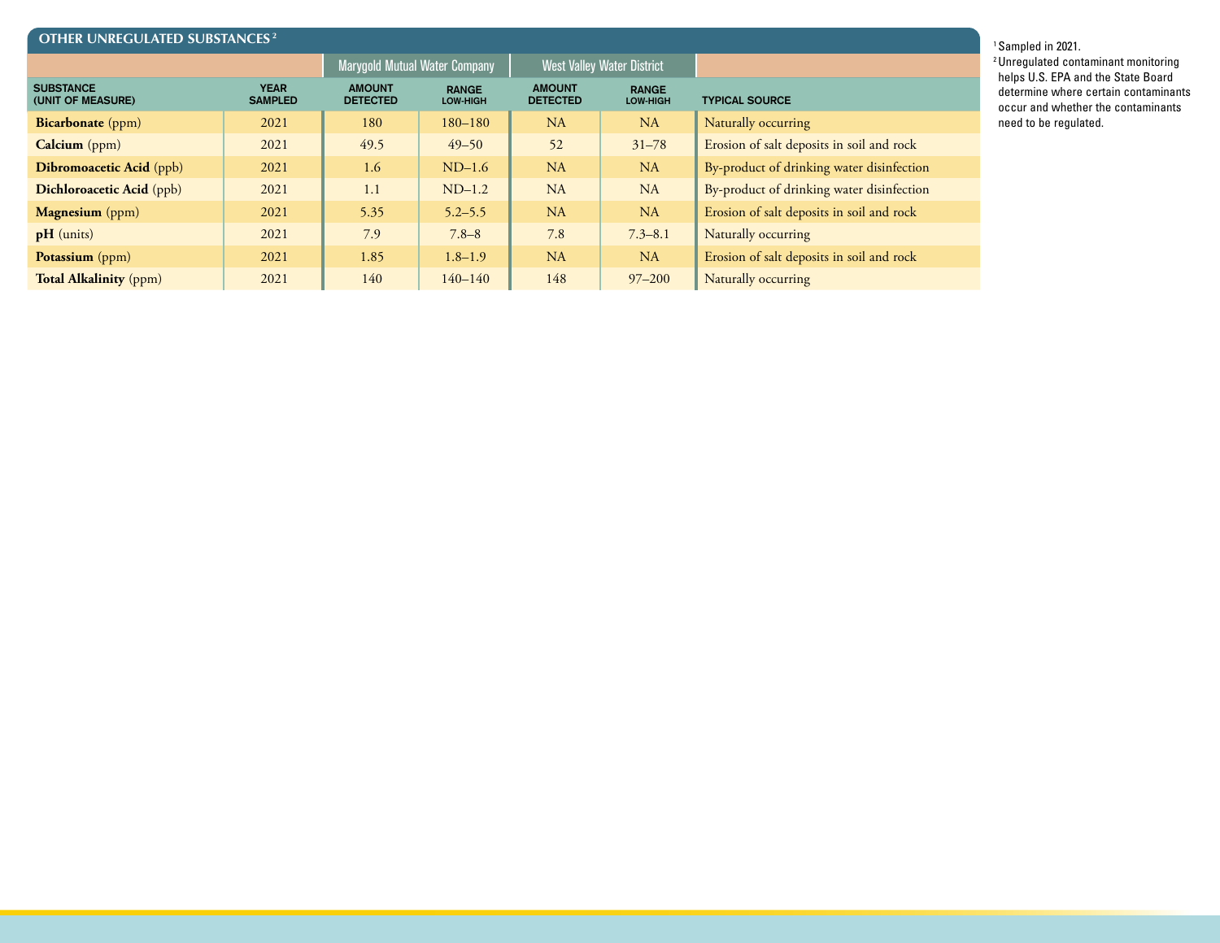## OTHER UNREGULATED SUBSTANCES[2]

| | | Marygold Mutual Water Company | | West Valley Water District | | |
|---|---|---|---|---|---|---|
| SUBSTANCE (UNIT OF MEASURE) | YEAR SAMPLED | AMOUNT DETECTED | RANGE LOW-HIGH | AMOUNT DETECTED | RANGE LOW-HIGH | TYPICAL SOURCE |
| **Bicarbonate** (ppm) | 2021 | 180 | 180–180 | NA | NA | Naturally occurring |
| **Calcium** (ppm) | 2021 | 49.5 | 49–50 | 52 | 31–78 | Erosion of salt deposits in soil and rock |
| **Dibromoacetic Acid** (ppb) | 2021 | 1.6 | ND–1.6 | NA | NA | By-product of drinking water disinfection |
| **Dichloroacetic Acid** (ppb) | 2021 | 1.1 | ND–1.2 | NA | NA | By-product of drinking water disinfection |
| **Magnesium** (ppm) | 2021 | 5.35 | 5.2–5.5 | NA | NA | Erosion of salt deposits in soil and rock |
| **pH** (units) | 2021 | 7.9 | 7.8–8 | 7.8 | 7.3–8.1 | Naturally occurring |
| **Potassium** (ppm) | 2021 | 1.85 | 1.8–1.9 | NA | NA | Erosion of salt deposits in soil and rock |
| **Total Alkalinity** (ppm) | 2021 | 140 | 140–140 | 148 | 97–200 | Naturally occurring |

[1] Sampled in 2021.

[2] Unregulated contaminant monitoring helps U.S. EPA and the State Board determine where certain contaminants occur and whether the contaminants need to be regulated.